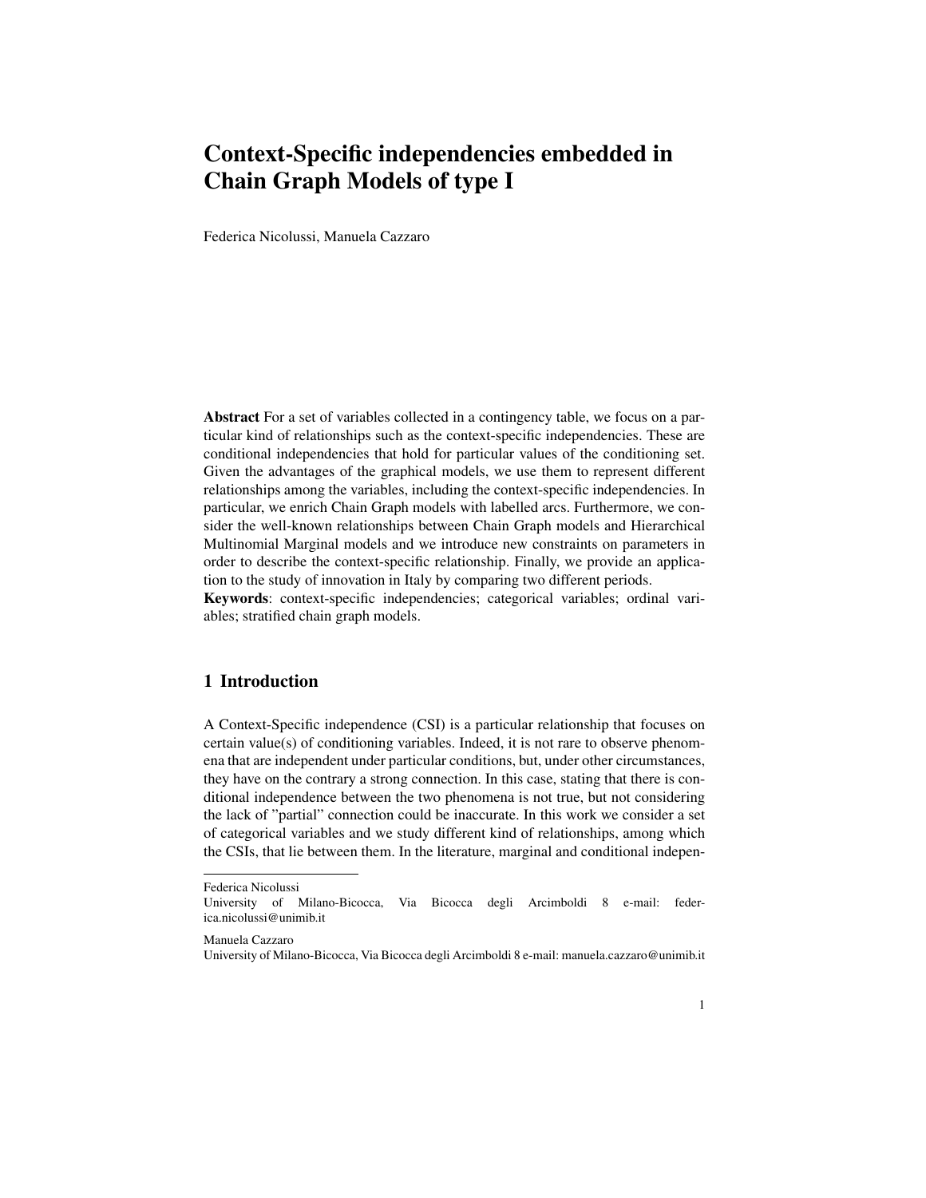# Context-Specific independencies embedded in Chain Graph Models of type I

Federica Nicolussi, Manuela Cazzaro

**Abstract** For a set of variables collected in a contingency table, we focus on a particular kind of relationships such as the context-specific independencies. These are conditional independencies that hold for particular values of the conditioning set. Given the advantages of the graphical models, we use them to represent different relationships among the variables, including the context-specific independencies. In particular, we enrich Chain Graph models with labelled arcs. Furthermore, we consider the well-known relationships between Chain Graph models and Hierarchical Multinomial Marginal models and we introduce new constraints on parameters in order to describe the context-specific relationship. Finally, we provide an application to the study of innovation in Italy by comparing two different periods.

**Keywords**: context-specific independencies; categorical variables; ordinal variables; stratified chain graph models.

## 1 Introduction

A Context-Specific independence (CSI) is a particular relationship that focuses on certain value(s) of conditioning variables. Indeed, it is not rare to observe phenomena that are independent under particular conditions, but, under other circumstances, they have on the contrary a strong connection. In this case, stating that there is conditional independence between the two phenomena is not true, but not considering the lack of "partial" connection could be inaccurate. In this work we consider a set of categorical variables and we study different kind of relationships, among which the CSIs, that lie between them. In the literature, marginal and conditional indepen-

---

Federica Nicolussi
University of Milano-Bicocca, Via Bicocca degli Arcimboldi 8 e-mail: federica.nicolussi@unimib.it

Manuela Cazzaro
University of Milano-Bicocca, Via Bicocca degli Arcimboldi 8 e-mail: manuela.cazzaro@unimib.it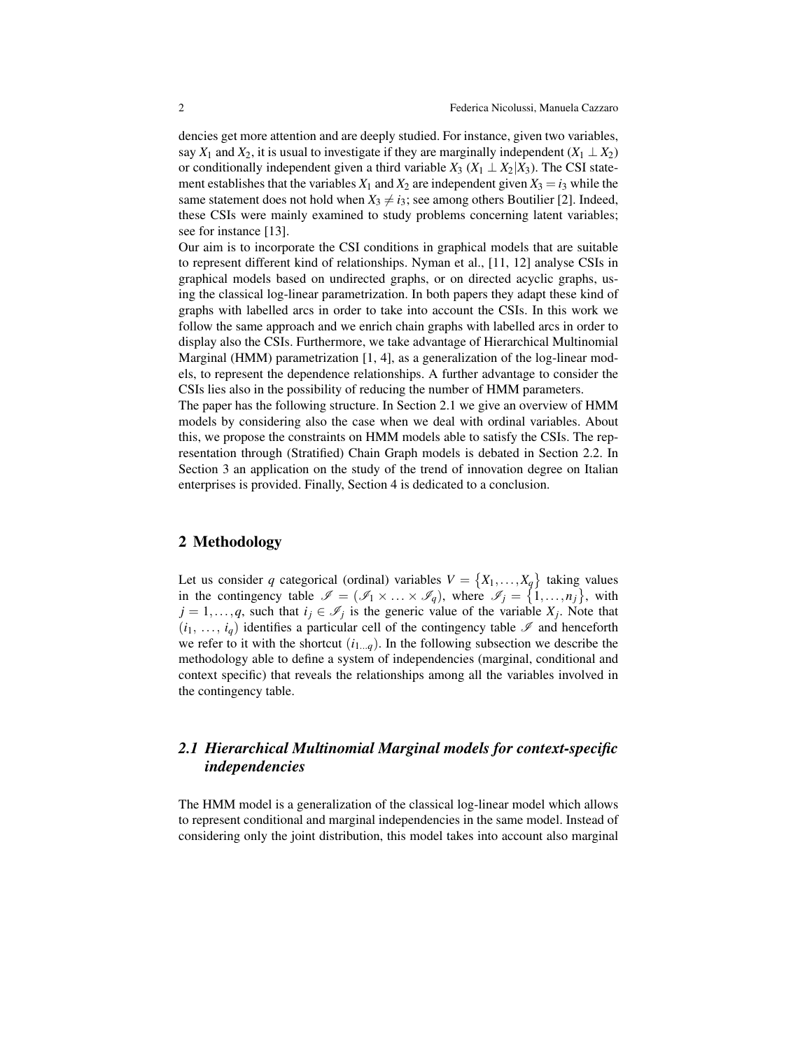dencies get more attention and are deeply studied. For instance, given two variables, say $X_1$ and $X_2$, it is usual to investigate if they are marginally independent ($X_1 \perp X_2$) or conditionally independent given a third variable $X_3$ ($X_1 \perp X_2 | X_3$). The CSI statement establishes that the variables $X_1$ and $X_2$ are independent given $X_3 = i_3$ while the same statement does not hold when $X_3 \neq i_3$; see among others Boutilier [2]. Indeed, these CSIs were mainly examined to study problems concerning latent variables; see for instance [13].

Our aim is to incorporate the CSI conditions in graphical models that are suitable to represent different kind of relationships. Nyman et al., [11, 12] analyse CSIs in graphical models based on undirected graphs, or on directed acyclic graphs, using the classical log-linear parametrization. In both papers they adapt these kind of graphs with labelled arcs in order to take into account the CSIs. In this work we follow the same approach and we enrich chain graphs with labelled arcs in order to display also the CSIs. Furthermore, we take advantage of Hierarchical Multinomial Marginal (HMM) parametrization [1, 4], as a generalization of the log-linear models, to represent the dependence relationships. A further advantage to consider the CSIs lies also in the possibility of reducing the number of HMM parameters.

The paper has the following structure. In Section 2.1 we give an overview of HMM models by considering also the case when we deal with ordinal variables. About this, we propose the constraints on HMM models able to satisfy the CSIs. The representation through (Stratified) Chain Graph models is debated in Section 2.2. In Section 3 an application on the study of the trend of innovation degree on Italian enterprises is provided. Finally, Section 4 is dedicated to a conclusion.

## 2 Methodology

Let us consider $q$ categorical (ordinal) variables $V = \{X_1, \ldots, X_q\}$ taking values in the contingency table $\mathscr{I} = (\mathscr{I}_1 \times \ldots \times \mathscr{I}_q)$, where $\mathscr{I}_j = \{1, \ldots, n_j\}$, with $j = 1, \ldots, q$, such that $i_j \in \mathscr{I}_j$ is the generic value of the variable $X_j$. Note that $(i_1, \ldots, i_q)$ identifies a particular cell of the contingency table $\mathscr{I}$ and henceforth we refer to it with the shortcut $(i_{1\ldots q})$. In the following subsection we describe the methodology able to define a system of independencies (marginal, conditional and context specific) that reveals the relationships among all the variables involved in the contingency table.

### 2.1 Hierarchical Multinomial Marginal models for context-specific independencies

The HMM model is a generalization of the classical log-linear model which allows to represent conditional and marginal independencies in the same model. Instead of considering only the joint distribution, this model takes into account also marginal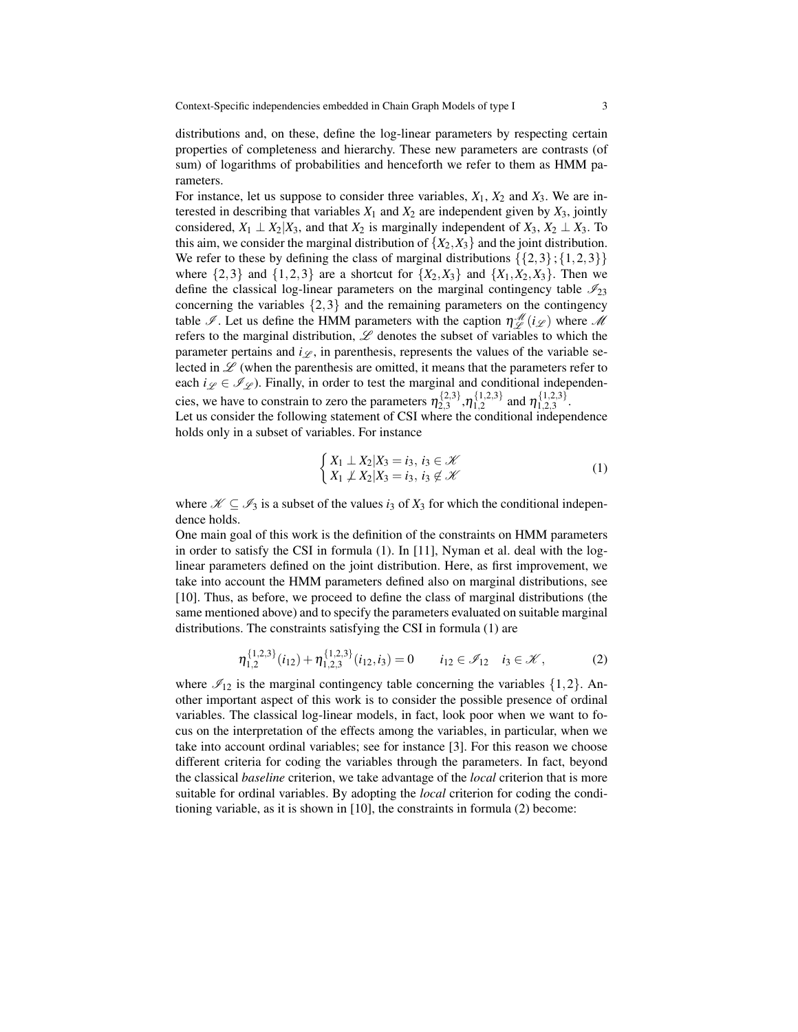distributions and, on these, define the log-linear parameters by respecting certain properties of completeness and hierarchy. These new parameters are contrasts (of sum) of logarithms of probabilities and henceforth we refer to them as HMM parameters.

For instance, let us suppose to consider three variables, $X_1$, $X_2$ and $X_3$. We are interested in describing that variables $X_1$ and $X_2$ are independent given by $X_3$, jointly considered, $X_1 \perp X_2 | X_3$, and that $X_2$ is marginally independent of $X_3$, $X_2 \perp X_3$. To this aim, we consider the marginal distribution of $\{X_2, X_3\}$ and the joint distribution. We refer to these by defining the class of marginal distributions $\{\{2,3\};\{1,2,3\}\}$ where $\{2,3\}$ and $\{1,2,3\}$ are a shortcut for $\{X_2, X_3\}$ and $\{X_1, X_2, X_3\}$. Then we define the classical log-linear parameters on the marginal contingency table $\mathscr{I}_{23}$ concerning the variables $\{2,3\}$ and the remaining parameters on the contingency table $\mathscr{I}$. Let us define the HMM parameters with the caption $\eta^{\mathscr{M}}_{\mathscr{L}}(i_{\mathscr{L}})$ where $\mathscr{M}$ refers to the marginal distribution, $\mathscr{L}$ denotes the subset of variables to which the parameter pertains and $i_{\mathscr{L}}$, in parenthesis, represents the values of the variable selected in $\mathscr{L}$ (when the parenthesis are omitted, it means that the parameters refer to each $i_{\mathscr{L}} \in \mathscr{I}_{\mathscr{L}}$). Finally, in order to test the marginal and conditional independencies, we have to constrain to zero the parameters $\eta^{\{2,3\}}_{2,3}$, $\eta^{\{1,2,3\}}_{1,2}$ and $\eta^{\{1,2,3\}}_{1,2,3}$.

Let us consider the following statement of CSI where the conditional independence holds only in a subset of variables. For instance

$$\begin{cases} X_1 \perp X_2 | X_3 = i_3, \; i_3 \in \mathscr{K} \\ X_1 \not\perp X_2 | X_3 = i_3, \; i_3 \notin \mathscr{K} \end{cases} \tag{1}$$

where $\mathscr{K} \subseteq \mathscr{I}_3$ is a subset of the values $i_3$ of $X_3$ for which the conditional independence holds.

One main goal of this work is the definition of the constraints on HMM parameters in order to satisfy the CSI in formula (1). In [11], Nyman et al. deal with the log-linear parameters defined on the joint distribution. Here, as first improvement, we take into account the HMM parameters defined also on marginal distributions, see [10]. Thus, as before, we proceed to define the class of marginal distributions (the same mentioned above) and to specify the parameters evaluated on suitable marginal distributions. The constraints satisfying the CSI in formula (1) are

$$\eta^{\{1,2,3\}}_{1,2}(i_{12}) + \eta^{\{1,2,3\}}_{1,2,3}(i_{12}, i_3) = 0 \qquad i_{12} \in \mathscr{I}_{12} \quad i_3 \in \mathscr{K}, \tag{2}$$

where $\mathscr{I}_{12}$ is the marginal contingency table concerning the variables $\{1,2\}$. Another important aspect of this work is to consider the possible presence of ordinal variables. The classical log-linear models, in fact, look poor when we want to focus on the interpretation of the effects among the variables, in particular, when we take into account ordinal variables; see for instance [3]. For this reason we choose different criteria for coding the variables through the parameters. In fact, beyond the classical *baseline* criterion, we take advantage of the *local* criterion that is more suitable for ordinal variables. By adopting the *local* criterion for coding the conditioning variable, as it is shown in [10], the constraints in formula (2) become: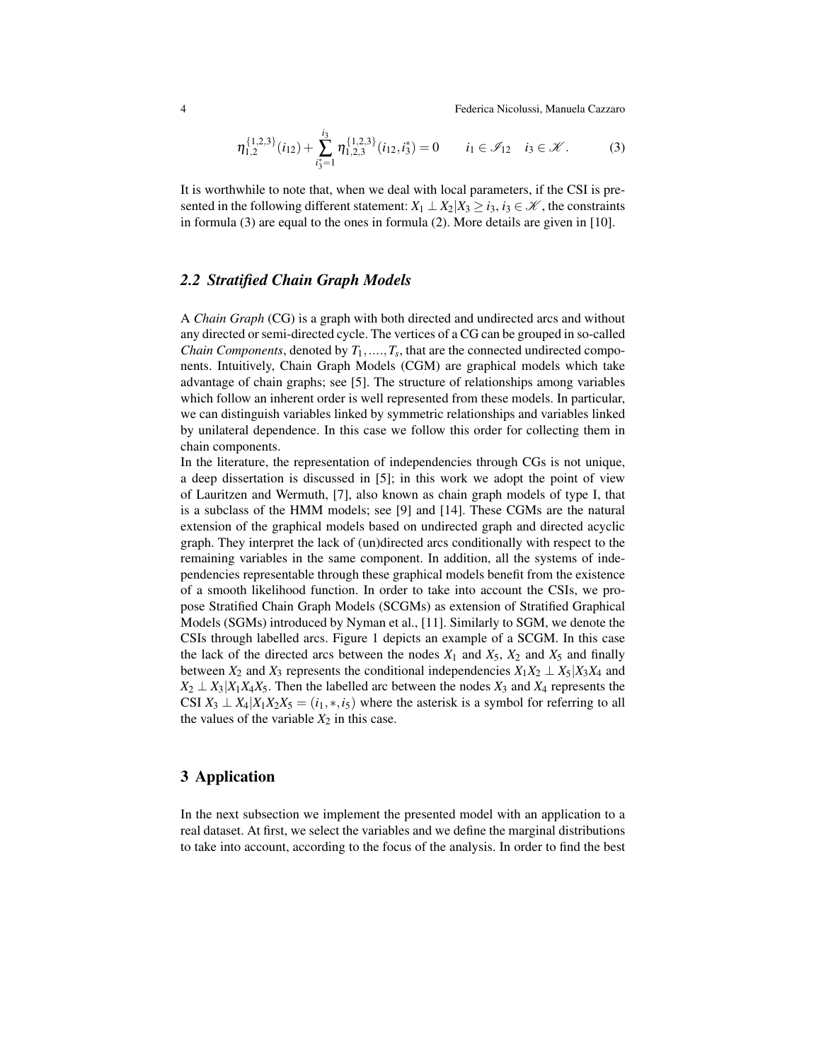$$\eta_{1,2}^{\{1,2,3\}}(i_{12}) + \sum_{i_3^*=1}^{i_3} \eta_{1,2,3}^{\{1,2,3\}}(i_{12}, i_3^*) = 0 \qquad i_1 \in \mathscr{I}_{12} \quad i_3 \in \mathscr{K}\,. \tag{3}$$

It is worthwhile to note that, when we deal with local parameters, if the CSI is presented in the following different statement: $X_1 \perp X_2 | X_3 \geq i_3, i_3 \in \mathscr{K}$, the constraints in formula (3) are equal to the ones in formula (2). More details are given in [10].

### 2.2 Stratified Chain Graph Models

A *Chain Graph* (CG) is a graph with both directed and undirected arcs and without any directed or semi-directed cycle. The vertices of a CG can be grouped in so-called *Chain Components*, denoted by $T_1, \ldots, T_s$, that are the connected undirected components. Intuitively, Chain Graph Models (CGM) are graphical models which take advantage of chain graphs; see [5]. The structure of relationships among variables which follow an inherent order is well represented from these models. In particular, we can distinguish variables linked by symmetric relationships and variables linked by unilateral dependence. In this case we follow this order for collecting them in chain components.

In the literature, the representation of independencies through CGs is not unique, a deep dissertation is discussed in [5]; in this work we adopt the point of view of Lauritzen and Wermuth, [7], also known as chain graph models of type I, that is a subclass of the HMM models; see [9] and [14]. These CGMs are the natural extension of the graphical models based on undirected graph and directed acyclic graph. They interpret the lack of (un)directed arcs conditionally with respect to the remaining variables in the same component. In addition, all the systems of independencies representable through these graphical models benefit from the existence of a smooth likelihood function. In order to take into account the CSIs, we propose Stratified Chain Graph Models (SCGMs) as extension of Stratified Graphical Models (SGMs) introduced by Nyman et al., [11]. Similarly to SGM, we denote the CSIs through labelled arcs. Figure 1 depicts an example of a SCGM. In this case the lack of the directed arcs between the nodes $X_1$ and $X_5$, $X_2$ and $X_5$ and finally between $X_2$ and $X_3$ represents the conditional independencies $X_1X_2 \perp X_5 | X_3X_4$ and $X_2 \perp X_3 | X_1X_4X_5$. Then the labelled arc between the nodes $X_3$ and $X_4$ represents the CSI $X_3 \perp X_4 | X_1X_2X_5 = (i_1, *, i_5)$ where the asterisk is a symbol for referring to all the values of the variable $X_2$ in this case.

## 3 Application

In the next subsection we implement the presented model with an application to a real dataset. At first, we select the variables and we define the marginal distributions to take into account, according to the focus of the analysis. In order to find the best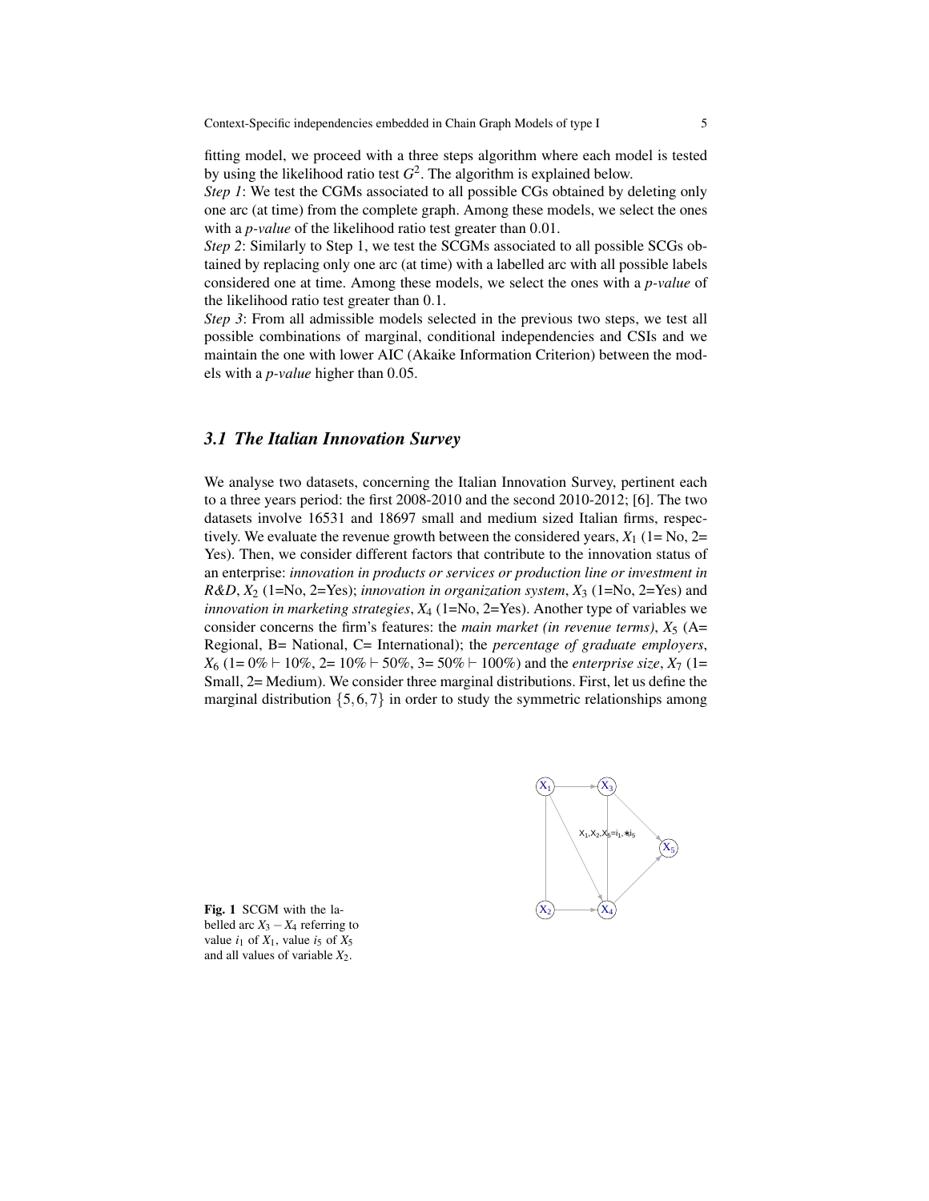fitting model, we proceed with a three steps algorithm where each model is tested by using the likelihood ratio test $G^2$. The algorithm is explained below.

*Step 1*: We test the CGMs associated to all possible CGs obtained by deleting only one arc (at time) from the complete graph. Among these models, we select the ones with a *p-value* of the likelihood ratio test greater than 0.01.

*Step 2*: Similarly to Step 1, we test the SCGMs associated to all possible SCGs obtained by replacing only one arc (at time) with a labelled arc with all possible labels considered one at time. Among these models, we select the ones with a *p-value* of the likelihood ratio test greater than 0.1.

*Step 3*: From all admissible models selected in the previous two steps, we test all possible combinations of marginal, conditional independencies and CSIs and we maintain the one with lower AIC (Akaike Information Criterion) between the models with a *p-value* higher than 0.05.

### 3.1 The Italian Innovation Survey

We analyse two datasets, concerning the Italian Innovation Survey, pertinent each to a three years period: the first 2008-2010 and the second 2010-2012; [6]. The two datasets involve 16531 and 18697 small and medium sized Italian firms, respectively. We evaluate the revenue growth between the considered years, $X_1$ (1= No, 2= Yes). Then, we consider different factors that contribute to the innovation status of an enterprise: *innovation in products or services or production line or investment in R&D*, $X_2$ (1=No, 2=Yes); *innovation in organization system*, $X_3$ (1=No, 2=Yes) and *innovation in marketing strategies*, $X_4$ (1=No, 2=Yes). Another type of variables we consider concerns the firm's features: the *main market (in revenue terms)*, $X_5$ (A= Regional, B= National, C= International); the *percentage of graduate employers*, $X_6$ (1= $0\% \vdash 10\%$, 2= $10\% \vdash 50\%$, 3= $50\% \vdash 100\%$) and the *enterprise size*, $X_7$ (1= Small, 2= Medium). We consider three marginal distributions. First, let us define the marginal distribution $\{5,6,7\}$ in order to study the symmetric relationships among

**Fig. 1** SCGM with the labelled arc $X_3 - X_4$ referring to value $i_1$ of $X_1$, value $i_5$ of $X_5$ and all values of variable $X_2$.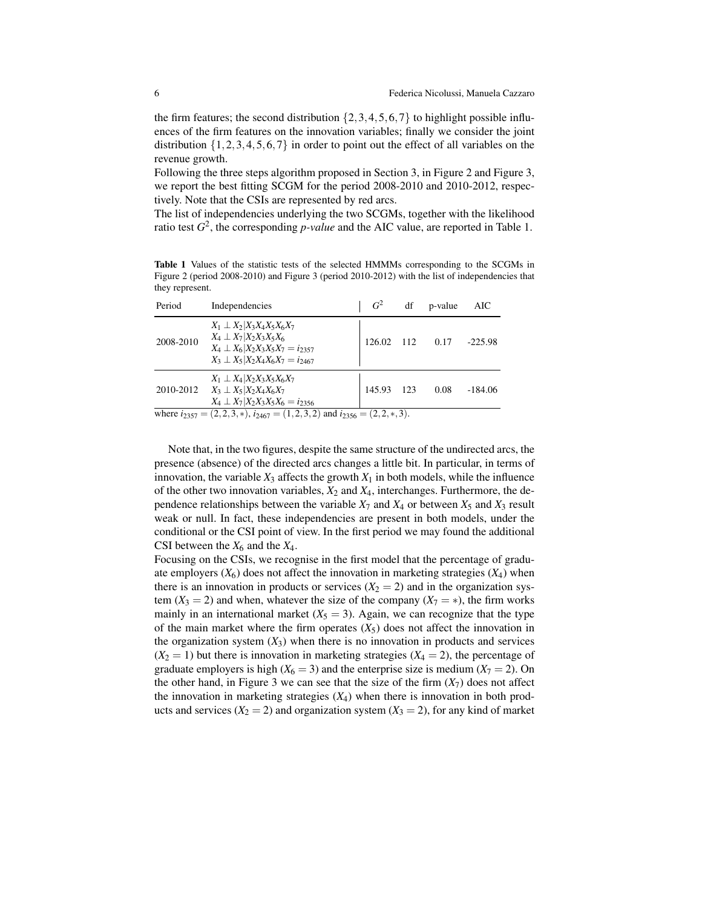the firm features; the second distribution $\{2,3,4,5,6,7\}$ to highlight possible influences of the firm features on the innovation variables; finally we consider the joint distribution $\{1,2,3,4,5,6,7\}$ in order to point out the effect of all variables on the revenue growth.

Following the three steps algorithm proposed in Section 3, in Figure 2 and Figure 3, we report the best fitting SCGM for the period 2008-2010 and 2010-2012, respectively. Note that the CSIs are represented by red arcs.

The list of independencies underlying the two SCGMs, together with the likelihood ratio test $G^2$, the corresponding *p-value* and the AIC value, are reported in Table 1.

**Table 1** Values of the statistic tests of the selected HMMMs corresponding to the SCGMs in Figure 2 (period 2008-2010) and Figure 3 (period 2010-2012) with the list of independencies that they represent.

| Period | Independencies | $G^2$ | df | p-value | AIC |
|---|---|---|---|---|---|
| 2008-2010 | $X_1 \perp X_2 \vert X_3X_4X_5X_6X_7$ <br> $X_4 \perp X_7 \vert X_2X_3X_5X_6$ <br> $X_4 \perp X_6 \vert X_2X_3X_5X_7 = i_{2357}$ <br> $X_3 \perp X_5 \vert X_2X_4X_6X_7 = i_{2467}$ | 126.02 | 112 | 0.17 | -225.98 |
| 2010-2012 | $X_1 \perp X_4 \vert X_2X_3X_5X_6X_7$ <br> $X_3 \perp X_5 \vert X_2X_4X_6X_7$ <br> $X_4 \perp X_7 \vert X_2X_3X_5X_6 = i_{2356}$ | 145.93 | 123 | 0.08 | -184.06 |

where $i_{2357} = (2,2,3,*)$, $i_{2467} = (1,2,3,2)$ and $i_{2356} = (2,2,*,3)$.

Note that, in the two figures, despite the same structure of the undirected arcs, the presence (absence) of the directed arcs changes a little bit. In particular, in terms of innovation, the variable $X_3$ affects the growth $X_1$ in both models, while the influence of the other two innovation variables, $X_2$ and $X_4$, interchanges. Furthermore, the dependence relationships between the variable $X_7$ and $X_4$ or between $X_5$ and $X_3$ result weak or null. In fact, these independencies are present in both models, under the conditional or the CSI point of view. In the first period we may found the additional CSI between the $X_6$ and the $X_4$.

Focusing on the CSIs, we recognise in the first model that the percentage of graduate employers ($X_6$) does not affect the innovation in marketing strategies ($X_4$) when there is an innovation in products or services ($X_2 = 2$) and in the organization system ($X_3 = 2$) and when, whatever the size of the company ($X_7 = *$), the firm works mainly in an international market ($X_5 = 3$). Again, we can recognize that the type of the main market where the firm operates ($X_5$) does not affect the innovation in the organization system ($X_3$) when there is no innovation in products and services ($X_2 = 1$) but there is innovation in marketing strategies ($X_4 = 2$), the percentage of graduate employers is high ($X_6 = 3$) and the enterprise size is medium ($X_7 = 2$). On the other hand, in Figure 3 we can see that the size of the firm ($X_7$) does not affect the innovation in marketing strategies ($X_4$) when there is innovation in both products and services ($X_2 = 2$) and organization system ($X_3 = 2$), for any kind of market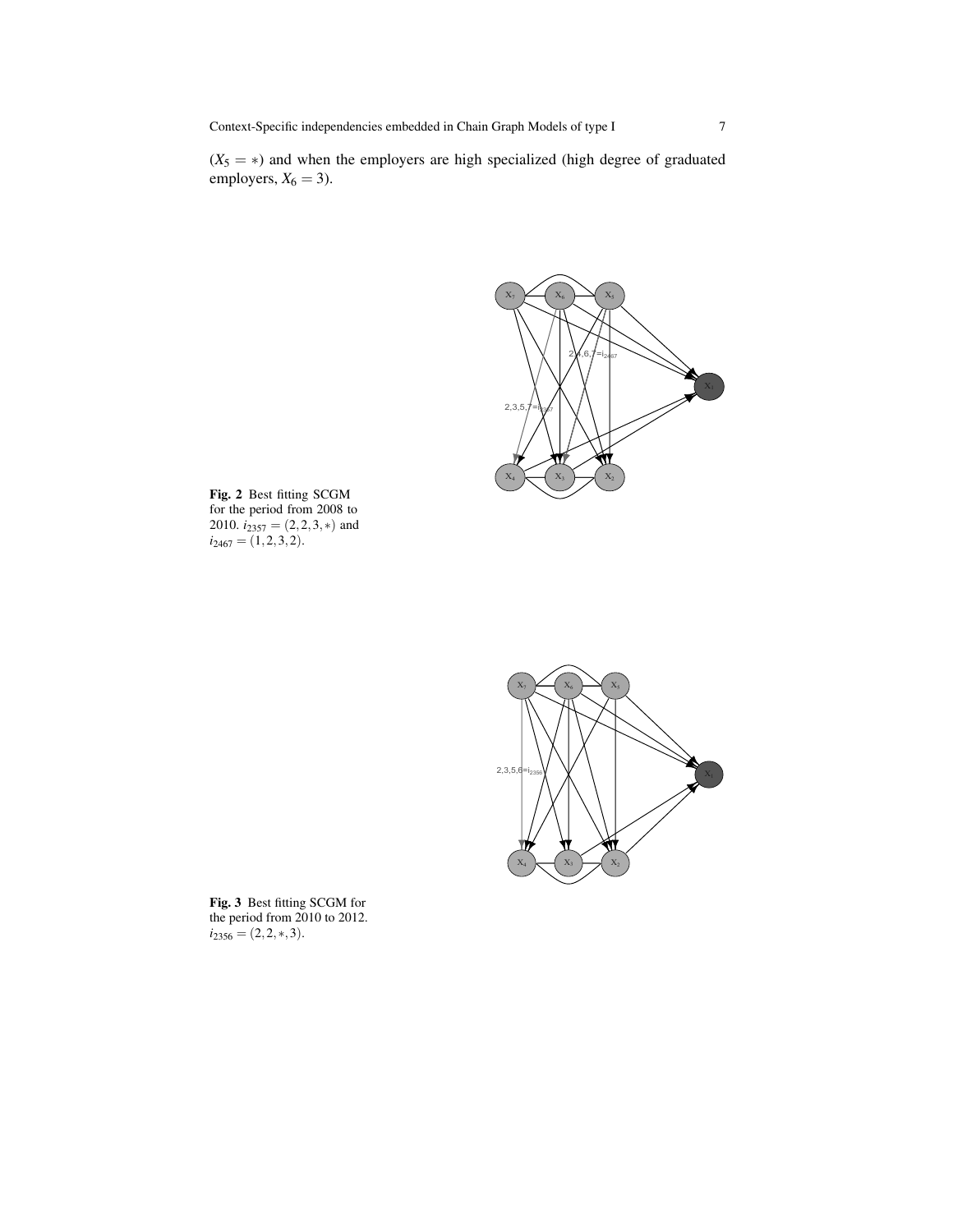($X_5 = *$) and when the employers are high specialized (high degree of graduated employers, $X_6 = 3$).

**Fig. 2** Best fitting SCGM for the period from 2008 to 2010. $i_{2357} = (2, 2, 3, *)$ and $i_{2467} = (1, 2, 3, 2)$.

**Fig. 3** Best fitting SCGM for the period from 2010 to 2012. $i_{2356} = (2, 2, *, 3)$.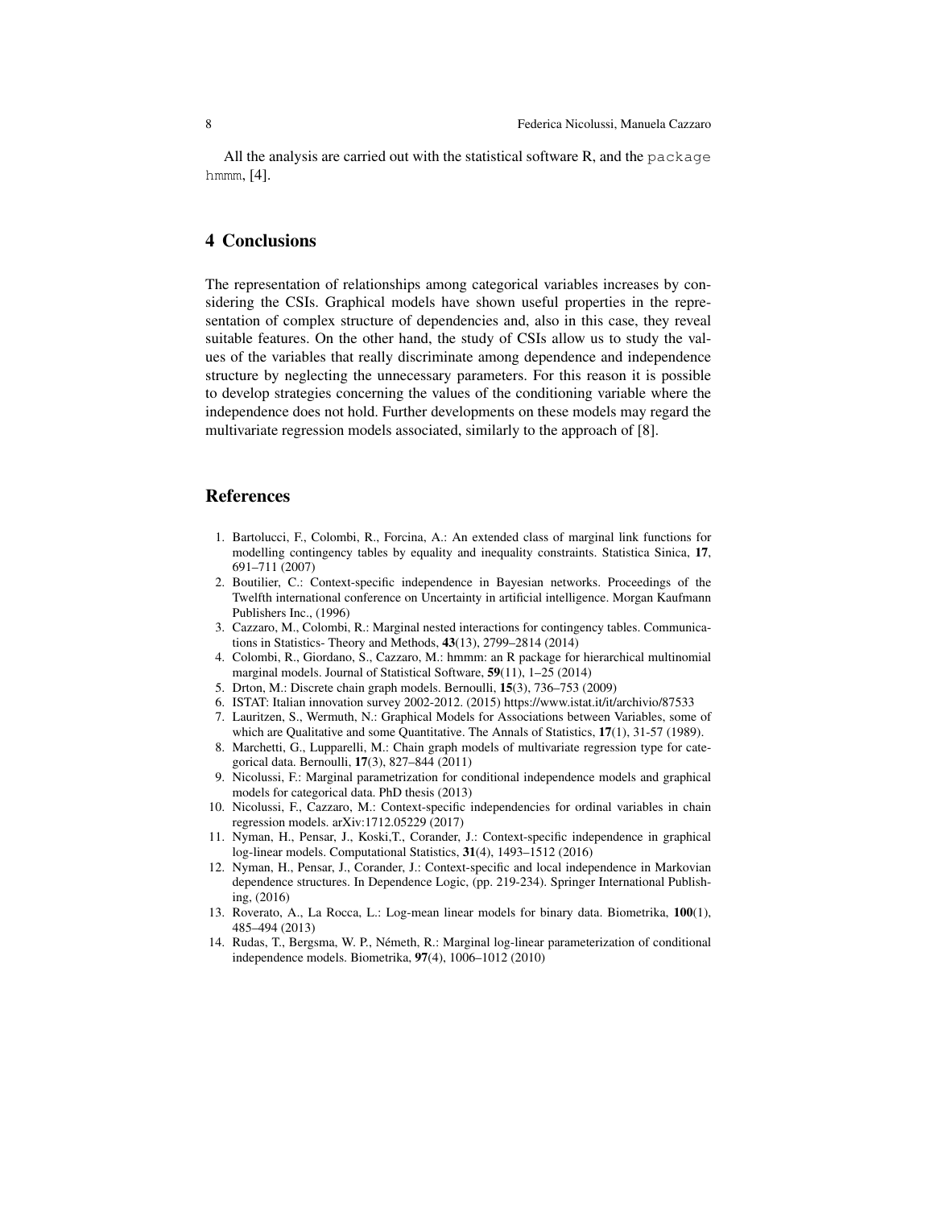All the analysis are carried out with the statistical software R, and the `package hmmm`, [4].

## 4 Conclusions

The representation of relationships among categorical variables increases by considering the CSIs. Graphical models have shown useful properties in the representation of complex structure of dependencies and, also in this case, they reveal suitable features. On the other hand, the study of CSIs allow us to study the values of the variables that really discriminate among dependence and independence structure by neglecting the unnecessary parameters. For this reason it is possible to develop strategies concerning the values of the conditioning variable where the independence does not hold. Further developments on these models may regard the multivariate regression models associated, similarly to the approach of [8].

## References

1. Bartolucci, F., Colombi, R., Forcina, A.: An extended class of marginal link functions for modelling contingency tables by equality and inequality constraints. Statistica Sinica, **17**, 691–711 (2007)
2. Boutilier, C.: Context-specific independence in Bayesian networks. Proceedings of the Twelfth international conference on Uncertainty in artificial intelligence. Morgan Kaufmann Publishers Inc., (1996)
3. Cazzaro, M., Colombi, R.: Marginal nested interactions for contingency tables. Communications in Statistics- Theory and Methods, **43**(13), 2799–2814 (2014)
4. Colombi, R., Giordano, S., Cazzaro, M.: hmmm: an R package for hierarchical multinomial marginal models. Journal of Statistical Software, **59**(11), 1–25 (2014)
5. Drton, M.: Discrete chain graph models. Bernoulli, **15**(3), 736–753 (2009)
6. ISTAT: Italian innovation survey 2002-2012. (2015) https://www.istat.it/it/archivio/87533
7. Lauritzen, S., Wermuth, N.: Graphical Models for Associations between Variables, some of which are Qualitative and some Quantitative. The Annals of Statistics, **17**(1), 31-57 (1989).
8. Marchetti, G., Lupparelli, M.: Chain graph models of multivariate regression type for categorical data. Bernoulli, **17**(3), 827–844 (2011)
9. Nicolussi, F.: Marginal parametrization for conditional independence models and graphical models for categorical data. PhD thesis (2013)
10. Nicolussi, F., Cazzaro, M.: Context-specific independencies for ordinal variables in chain regression models. arXiv:1712.05229 (2017)
11. Nyman, H., Pensar, J., Koski,T., Corander, J.: Context-specific independence in graphical log-linear models. Computational Statistics, **31**(4), 1493–1512 (2016)
12. Nyman, H., Pensar, J., Corander, J.: Context-specific and local independence in Markovian dependence structures. In Dependence Logic, (pp. 219-234). Springer International Publishing, (2016)
13. Roverato, A., La Rocca, L.: Log-mean linear models for binary data. Biometrika, **100**(1), 485–494 (2013)
14. Rudas, T., Bergsma, W. P., Németh, R.: Marginal log-linear parameterization of conditional independence models. Biometrika, **97**(4), 1006–1012 (2010)